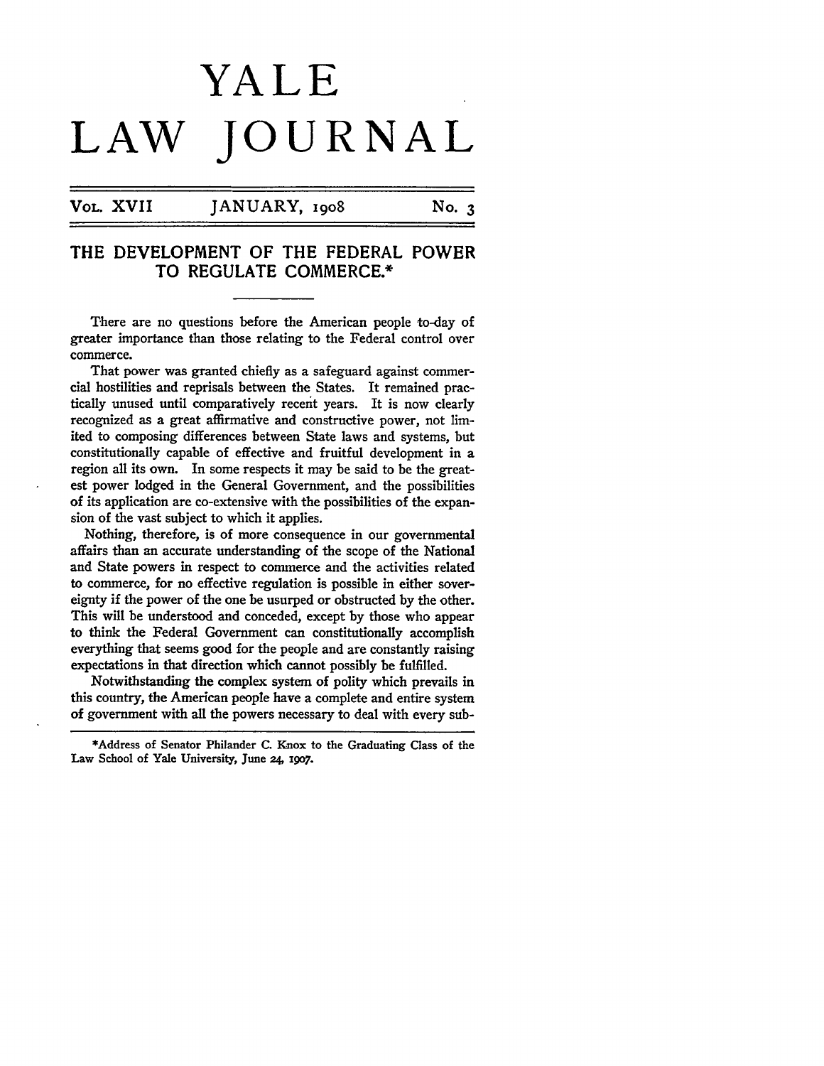# YALE LAW JOURNAL

VOL. XVII &emsp; JANUARY, 1908 &emsp; No. 3

## THE DEVELOPMENT OF THE FEDERAL POWER TO REGULATE COMMERCE.*

There are no questions before the American people to-day of greater importance than those relating to the Federal control over commerce.

That power was granted chiefly as a safeguard against commercial hostilities and reprisals between the States. It remained practically unused until comparatively recent years. It is now clearly recognized as a great affirmative and constructive power, not limited to composing differences between State laws and systems, but constitutionally capable of effective and fruitful development in a region all its own. In some respects it may be said to be the greatest power lodged in the General Government, and the possibilities of its application are co-extensive with the possibilities of the expansion of the vast subject to which it applies.

Nothing, therefore, is of more consequence in our governmental affairs than an accurate understanding of the scope of the National and State powers in respect to commerce and the activities related to commerce, for no effective regulation is possible in either sovereignty if the power of the one be usurped or obstructed by the other. This will be understood and conceded, except by those who appear to think the Federal Government can constitutionally accomplish everything that seems good for the people and are constantly raising expectations in that direction which cannot possibly be fulfilled.

Notwithstanding the complex system of polity which prevails in this country, the American people have a complete and entire system of government with all the powers necessary to deal with every sub-

---

*Address of Senator Philander C. Knox to the Graduating Class of the Law School of Yale University, June 24, 1907.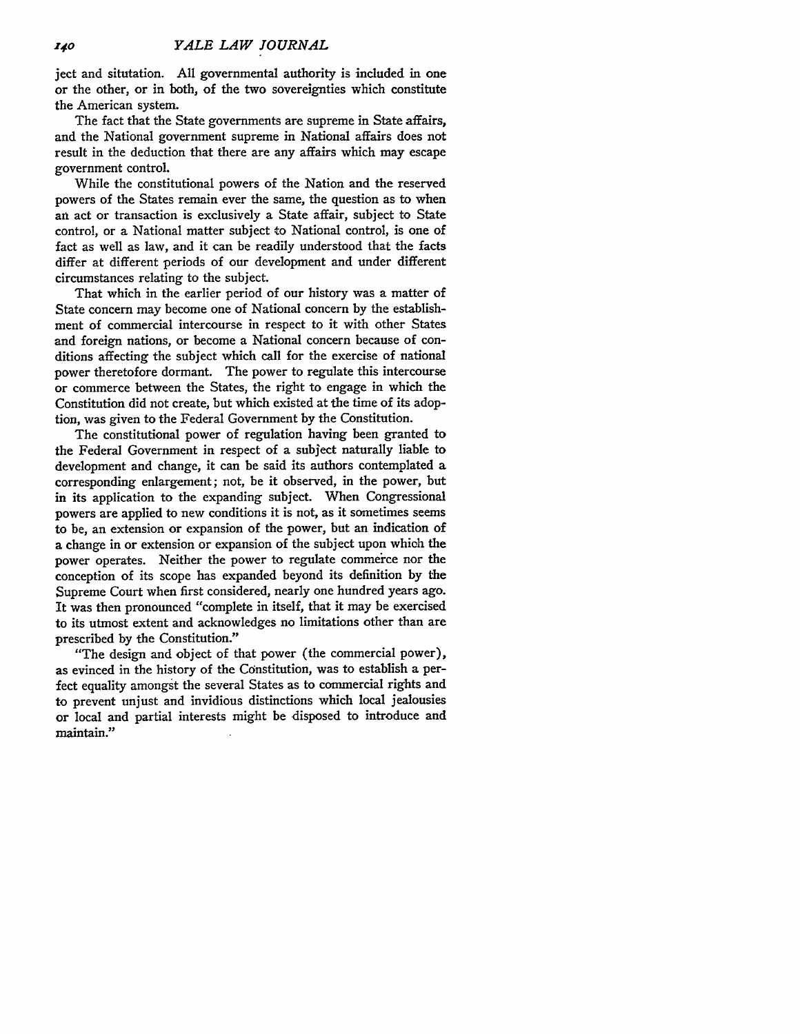ject and situtation. All governmental authority is included in one or the other, or in both, of the two sovereignties which constitute the American system.

The fact that the State governments are supreme in State affairs, and the National government supreme in National affairs does not result in the deduction that there are any affairs which may escape government control.

While the constitutional powers of the Nation and the reserved powers of the States remain ever the same, the question as to when an act or transaction is exclusively a State affair, subject to State control, or a National matter subject to National control, is one of fact as well as law, and it can be readily understood that the facts differ at different periods of our development and under different circumstances relating to the subject.

That which in the earlier period of our history was a matter of State concern may become one of National concern by the establishment of commercial intercourse in respect to it with other States and foreign nations, or become a National concern because of conditions affecting the subject which call for the exercise of national power theretofore dormant. The power to regulate this intercourse or commerce between the States, the right to engage in which the Constitution did not create, but which existed at the time of its adoption, was given to the Federal Government by the Constitution.

The constitutional power of regulation having been granted to the Federal Government in respect of a subject naturally liable to development and change, it can be said its authors contemplated a corresponding enlargement; not, be it observed, in the power, but in its application to the expanding subject. When Congressional powers are applied to new conditions it is not, as it sometimes seems to be, an extension or expansion of the power, but an indication of a change in or extension or expansion of the subject upon which the power operates. Neither the power to regulate commerce nor the conception of its scope has expanded beyond its definition by the Supreme Court when first considered, nearly one hundred years ago. It was then pronounced "complete in itself, that it may be exercised to its utmost extent and acknowledges no limitations other than are prescribed by the Constitution."

"The design and object of that power (the commercial power), as evinced in the history of the Constitution, was to establish a perfect equality amongst the several States as to commercial rights and to prevent unjust and invidious distinctions which local jealousies or local and partial interests might be disposed to introduce and maintain."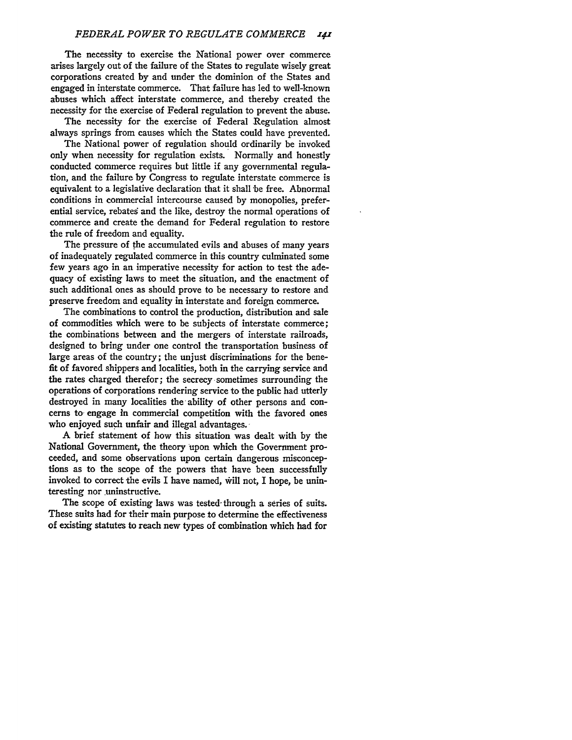The necessity to exercise the National power over commerce arises largely out of the failure of the States to regulate wisely great corporations created by and under the dominion of the States and engaged in interstate commerce. That failure has led to well-known abuses which affect interstate commerce, and thereby created the necessity for the exercise of Federal regulation to prevent the abuse.

The necessity for the exercise of Federal Regulation almost always springs from causes which the States could have prevented.

The National power of regulation should ordinarily be invoked only when necessity for regulation exists. Normally and honestly conducted commerce requires but little if any governmental regulation, and the failure by Congress to regulate interstate commerce is equivalent to a legislative declaration that it shall be free. Abnormal conditions in commercial intercourse caused by monopolies, preferential service, rebates and the like, destroy the normal operations of commerce and create the demand for Federal regulation to restore the rule of freedom and equality.

The pressure of the accumulated evils and abuses of many years of inadequately regulated commerce in this country culminated some few years ago in an imperative necessity for action to test the adequacy of existing laws to meet the situation, and the enactment of such additional ones as should prove to be necessary to restore and preserve freedom and equality in interstate and foreign commerce.

The combinations to control the production, distribution and sale of commodities which were to be subjects of interstate commerce; the combinations between and the mergers of interstate railroads, designed to bring under one control the transportation business of large areas of the country; the unjust discriminations for the benefit of favored shippers and localities, both in the carrying service and the rates charged therefor; the secrecy sometimes surrounding the operations of corporations rendering service to the public had utterly destroyed in many localities the ability of other persons and concerns to engage in commercial competition with the favored ones who enjoyed such unfair and illegal advantages.

A brief statement of how this situation was dealt with by the National Government, the theory upon which the Government proceeded, and some observations upon certain dangerous misconceptions as to the scope of the powers that have been successfully invoked to correct the evils I have named, will not, I hope, be uninteresting nor uninstructive.

The scope of existing laws was tested through a series of suits. These suits had for their main purpose to determine the effectiveness of existing statutes to reach new types of combination which had for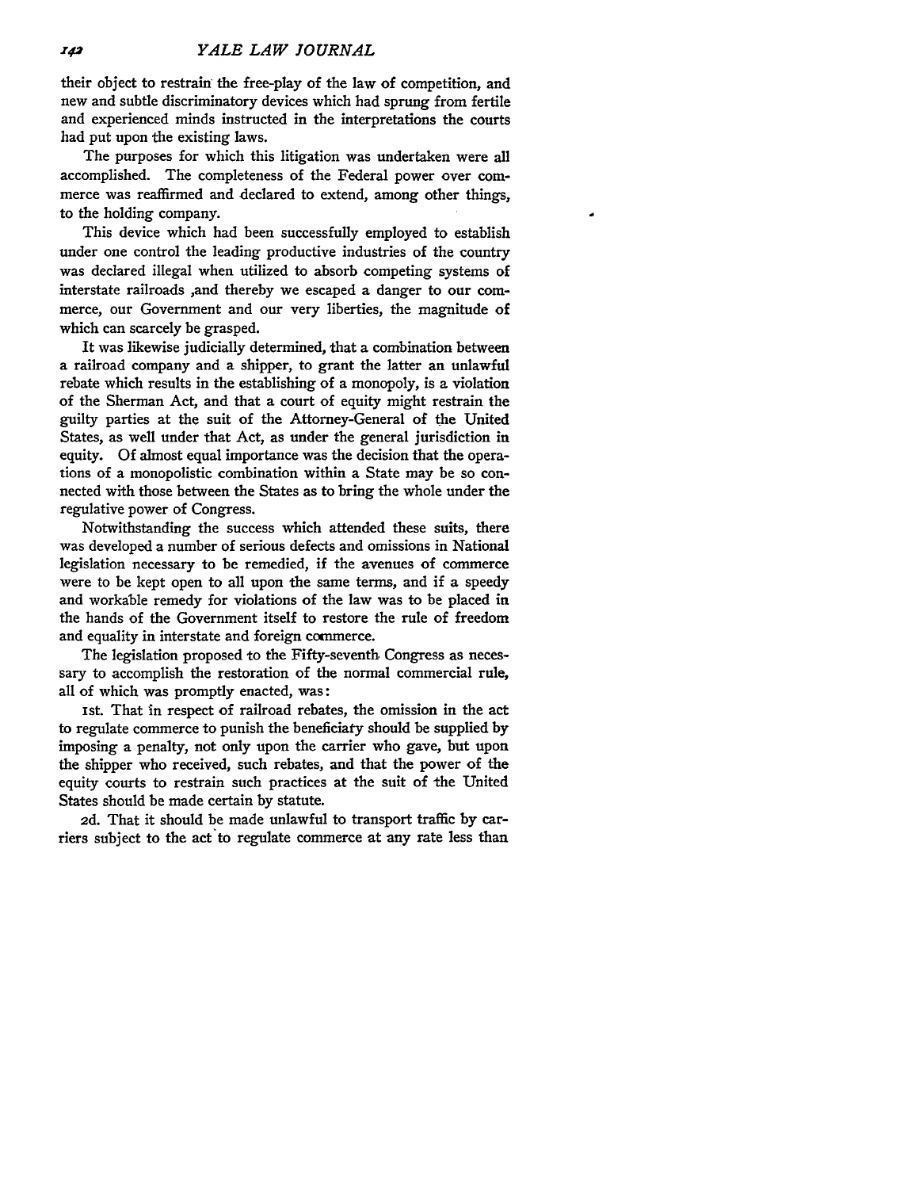their object to restrain the free-play of the law of competition, and new and subtle discriminatory devices which had sprung from fertile and experienced minds instructed in the interpretations the courts had put upon the existing laws.

The purposes for which this litigation was undertaken were all accomplished. The completeness of the Federal power over commerce was reaffirmed and declared to extend, among other things, to the holding company.

This device which had been successfully employed to establish under one control the leading productive industries of the country was declared illegal when utilized to absorb competing systems of interstate railroads ,and thereby we escaped a danger to our commerce, our Government and our very liberties, the magnitude of which can scarcely be grasped.

It was likewise judicially determined, that a combination between a railroad company and a shipper, to grant the latter an unlawful rebate which results in the establishing of a monopoly, is a violation of the Sherman Act, and that a court of equity might restrain the guilty parties at the suit of the Attorney-General of the United States, as well under that Act, as under the general jurisdiction in equity. Of almost equal importance was the decision that the operations of a monopolistic combination within a State may be so connected with those between the States as to bring the whole under the regulative power of Congress.

Notwithstanding the success which attended these suits, there was developed a number of serious defects and omissions in National legislation necessary to be remedied, if the avenues of commerce were to be kept open to all upon the same terms, and if a speedy and workable remedy for violations of the law was to be placed in the hands of the Government itself to restore the rule of freedom and equality in interstate and foreign commerce.

The legislation proposed to the Fifty-seventh Congress as necessary to accomplish the restoration of the normal commercial rule, all of which was promptly enacted, was:

1st. That in respect of railroad rebates, the omission in the act to regulate commerce to punish the beneficiary should be supplied by imposing a penalty, not only upon the carrier who gave, but upon the shipper who received, such rebates, and that the power of the equity courts to restrain such practices at the suit of the United States should be made certain by statute.

2d. That it should be made unlawful to transport traffic by carriers subject to the act to regulate commerce at any rate less than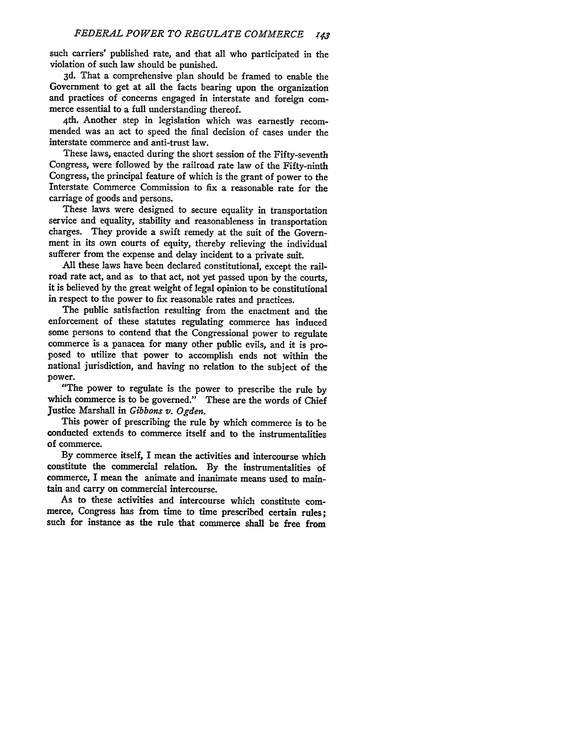such carriers' published rate, and that all who participated in the violation of such law should be punished.

3d. That a comprehensive plan should be framed to enable the Government to get at all the facts bearing upon the organization and practices of concerns engaged in interstate and foreign commerce essential to a full understanding thereof.

4th. Another step in legislation which was earnestly recommended was an act to speed the final decision of cases under the interstate commerce and anti-trust law.

These laws, enacted during the short session of the Fifty-seventh Congress, were followed by the railroad rate law of the Fifty-ninth Congress, the principal feature of which is the grant of power to the Interstate Commerce Commission to fix a reasonable rate for the carriage of goods and persons.

These laws were designed to secure equality in transportation service and equality, stability and reasonableness in transportation charges. They provide a swift remedy at the suit of the Government in its own courts of equity, thereby relieving the individual sufferer from the expense and delay incident to a private suit.

All these laws have been declared constitutional, except the railroad rate act, and as to that act, not yet passed upon by the courts, it is believed by the great weight of legal opinion to be constitutional in respect to the power to fix reasonable rates and practices.

The public satisfaction resulting from the enactment and the enforcement of these statutes regulating commerce has induced some persons to contend that the Congressional power to regulate commerce is a panacea for many other public evils, and it is proposed to utilize that power to accomplish ends not within the national jurisdiction, and having no relation to the subject of the power.

"The power to regulate is the power to prescribe the rule by which commerce is to be governed." These are the words of Chief Justice Marshall in *Gibbons v. Ogden*.

This power of prescribing the rule by which commerce is to be conducted extends to commerce itself and to the instrumentalities of commerce.

By commerce itself, I mean the activities and intercourse which constitute the commercial relation. By the instrumentalities of commerce, I mean the animate and inanimate means used to maintain and carry on commercial intercourse.

As to these activities and intercourse which constitute commerce, Congress has from time to time prescribed certain rules; such for instance as the rule that commerce shall be free from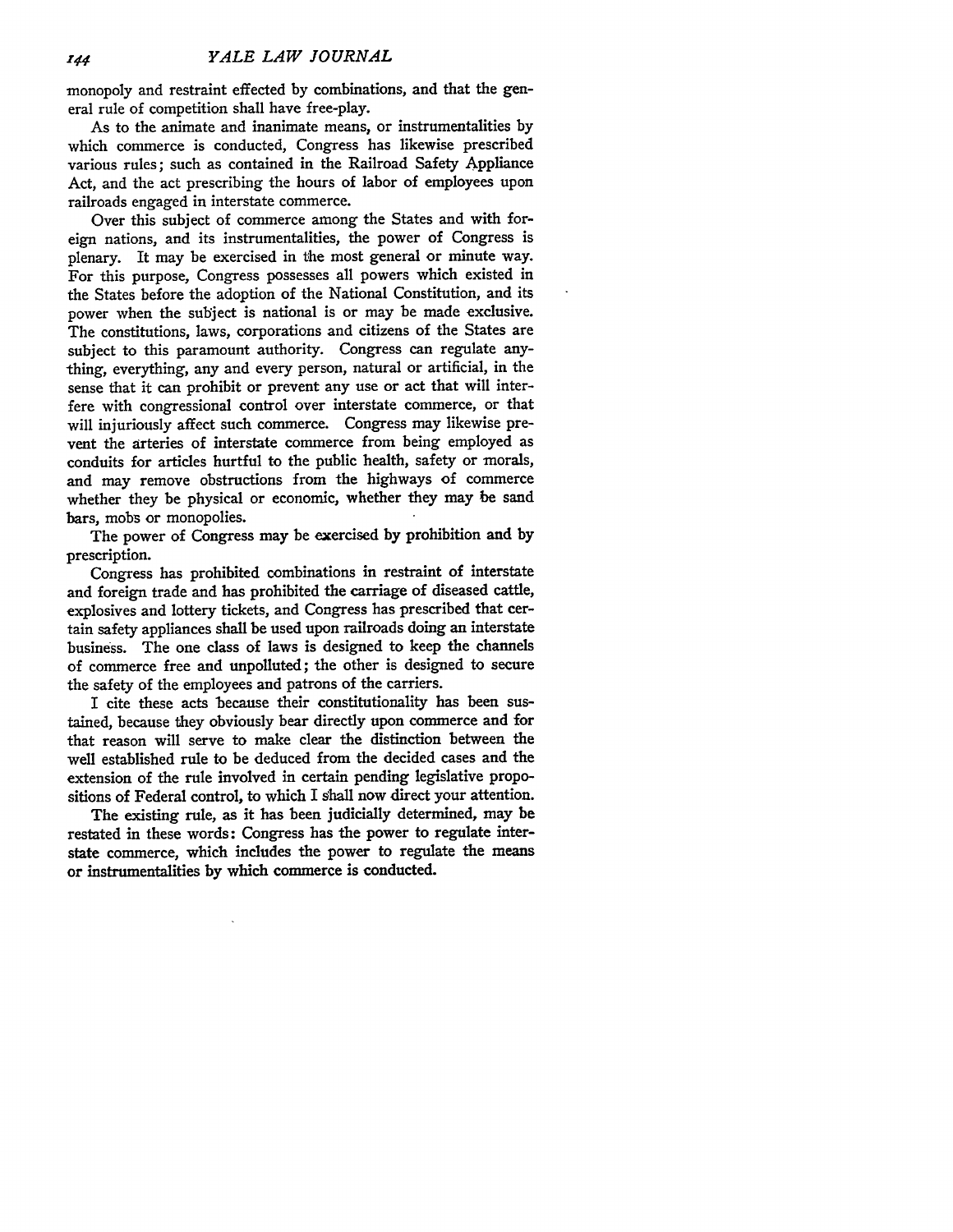monopoly and restraint effected by combinations, and that the general rule of competition shall have free-play.

As to the animate and inanimate means, or instrumentalities by which commerce is conducted, Congress has likewise prescribed various rules; such as contained in the Railroad Safety Appliance Act, and the act prescribing the hours of labor of employees upon railroads engaged in interstate commerce.

Over this subject of commerce among the States and with foreign nations, and its instrumentalities, the power of Congress is plenary. It may be exercised in the most general or minute way. For this purpose, Congress possesses all powers which existed in the States before the adoption of the National Constitution, and its power when the subject is national is or may be made exclusive. The constitutions, laws, corporations and citizens of the States are subject to this paramount authority. Congress can regulate anything, everything, any and every person, natural or artificial, in the sense that it can prohibit or prevent any use or act that will interfere with congressional control over interstate commerce, or that will injuriously affect such commerce. Congress may likewise prevent the arteries of interstate commerce from being employed as conduits for articles hurtful to the public health, safety or morals, and may remove obstructions from the highways of commerce whether they be physical or economic, whether they may be sand bars, mobs or monopolies.

The power of Congress may be exercised by prohibition and by prescription.

Congress has prohibited combinations in restraint of interstate and foreign trade and has prohibited the carriage of diseased cattle, explosives and lottery tickets, and Congress has prescribed that certain safety appliances shall be used upon railroads doing an interstate business. The one class of laws is designed to keep the channels of commerce free and unpolluted; the other is designed to secure the safety of the employees and patrons of the carriers.

I cite these acts because their constitutionality has been sustained, because they obviously bear directly upon commerce and for that reason will serve to make clear the distinction between the well established rule to be deduced from the decided cases and the extension of the rule involved in certain pending legislative propositions of Federal control, to which I shall now direct your attention.

The existing rule, as it has been judicially determined, may be restated in these words: Congress has the power to regulate interstate commerce, which includes the power to regulate the means or instrumentalities by which commerce is conducted.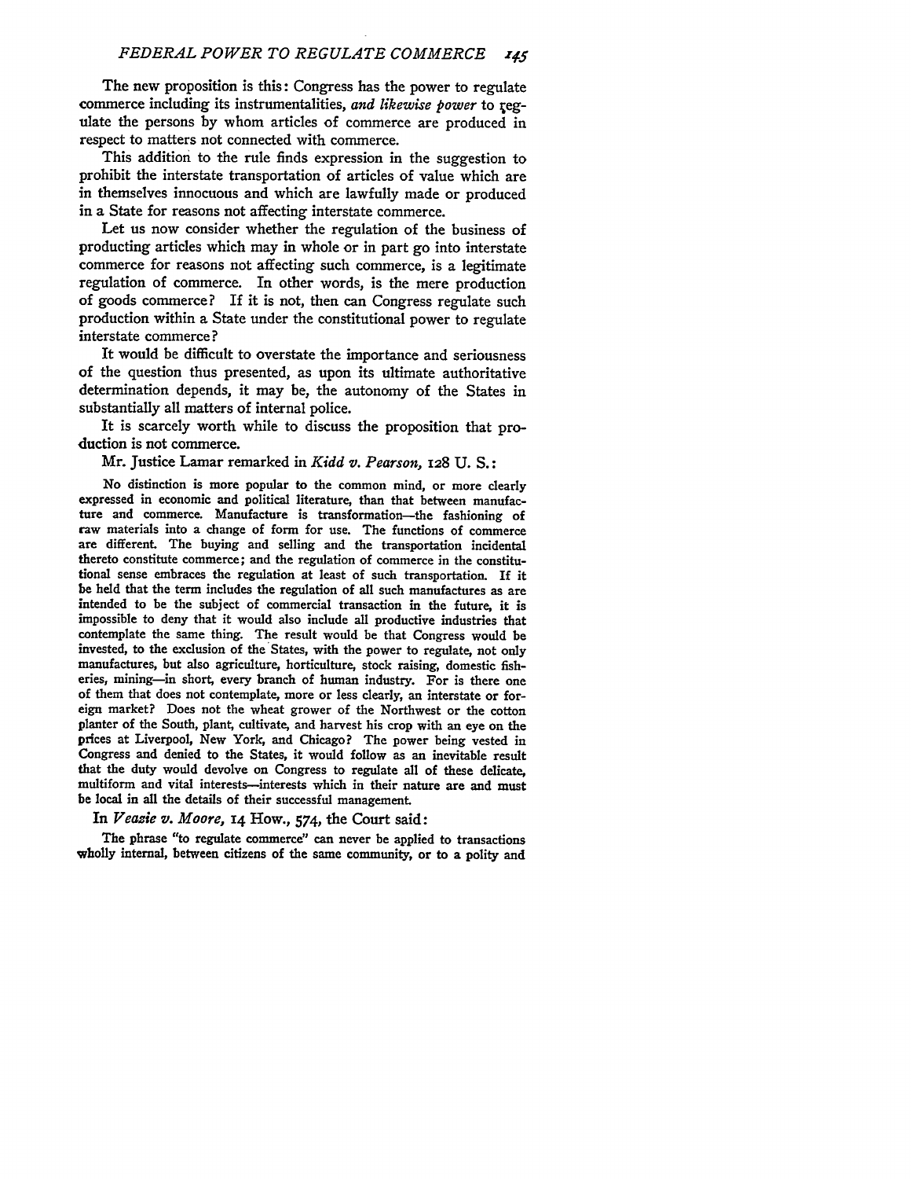The new proposition is this: Congress has the power to regulate commerce including its instrumentalities, *and likewise power* to regulate the persons by whom articles of commerce are produced in respect to matters not connected with commerce.

This addition to the rule finds expression in the suggestion to prohibit the interstate transportation of articles of value which are in themselves innocuous and which are lawfully made or produced in a State for reasons not affecting interstate commerce.

Let us now consider whether the regulation of the business of producting articles which may in whole or in part go into interstate commerce for reasons not affecting such commerce, is a legitimate regulation of commerce. In other words, is the mere production of goods commerce? If it is not, then can Congress regulate such production within a State under the constitutional power to regulate interstate commerce?

It would be difficult to overstate the importance and seriousness of the question thus presented, as upon its ultimate authoritative determination depends, it may be, the autonomy of the States in substantially all matters of internal police.

It is scarcely worth while to discuss the proposition that production is not commerce.

Mr. Justice Lamar remarked in *Kidd v. Pearson,* 128 U. S.:

> No distinction is more popular to the common mind, or more clearly expressed in economic and political literature, than that between manufacture and commerce. Manufacture is transformation—the fashioning of raw materials into a change of form for use. The functions of commerce are different. The buying and selling and the transportation incidental thereto constitute commerce; and the regulation of commerce in the constitutional sense embraces the regulation at least of such transportation. If it be held that the term includes the regulation of all such manufactures as are intended to be the subject of commercial transaction in the future, it is impossible to deny that it would also include all productive industries that contemplate the same thing. The result would be that Congress would be invested, to the exclusion of the States, with the power to regulate, not only manufactures, but also agriculture, horticulture, stock raising, domestic fisheries, mining—in short, every branch of human industry. For is there one of them that does not contemplate, more or less clearly, an interstate or foreign market? Does not the wheat grower of the Northwest or the cotton planter of the South, plant, cultivate, and harvest his crop with an eye on the prices at Liverpool, New York, and Chicago? The power being vested in Congress and denied to the States, it would follow as an inevitable result that the duty would devolve on Congress to regulate all of these delicate, multiform and vital interests—interests which in their nature are and must be local in all the details of their successful management.

In *Veazie v. Moore,* 14 How., 574, the Court said:

> The phrase "to regulate commerce" can never be applied to transactions wholly internal, between citizens of the same community, or to a polity and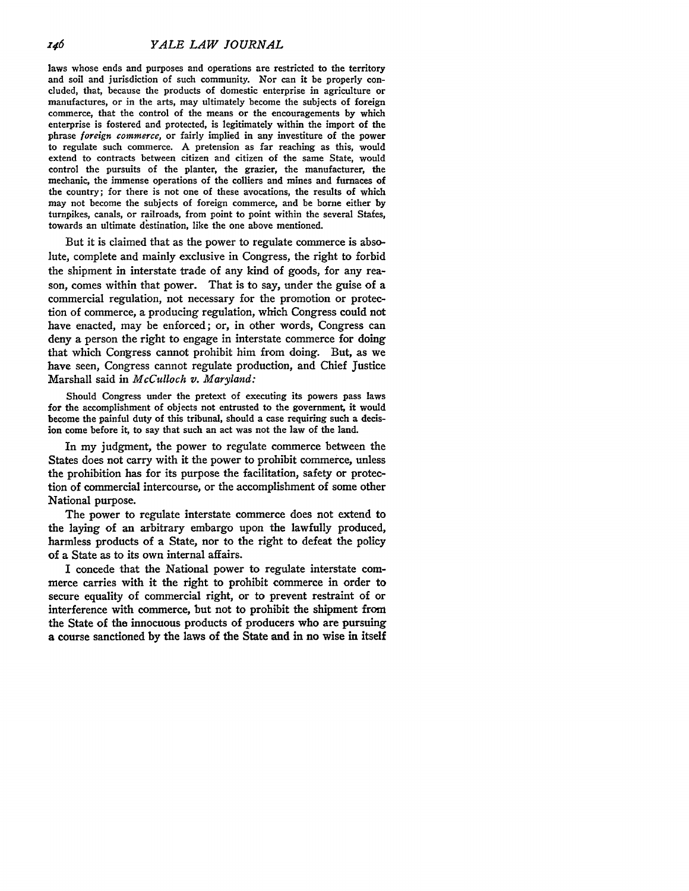laws whose ends and purposes and operations are restricted to the territory and soil and jurisdiction of such community. Nor can it be properly concluded, that, because the products of domestic enterprise in agriculture or manufactures, or in the arts, may ultimately become the subjects of foreign commerce, that the control of the means or the encouragements by which enterprise is fostered and protected, is legitimately within the import of the phrase *foreign commerce*, or fairly implied in any investiture of the power to regulate such commerce. A pretension as far reaching as this, would extend to contracts between citizen and citizen of the same State, would control the pursuits of the planter, the grazier, the manufacturer, the mechanic, the immense operations of the colliers and mines and furnaces of the country; for there is not one of these avocations, the results of which may not become the subjects of foreign commerce, and be borne either by turnpikes, canals, or railroads, from point to point within the several States, towards an ultimate destination, like the one above mentioned.

But it is claimed that as the power to regulate commerce is absolute, complete and mainly exclusive in Congress, the right to forbid the shipment in interstate trade of any kind of goods, for any reason, comes within that power. That is to say, under the guise of a commercial regulation, not necessary for the promotion or protection of commerce, a producing regulation, which Congress could not have enacted, may be enforced; or, in other words, Congress can deny a person the right to engage in interstate commerce for doing that which Congress cannot prohibit him from doing. But, as we have seen, Congress cannot regulate production, and Chief Justice Marshall said in *McCulloch v. Maryland:*

> Should Congress under the pretext of executing its powers pass laws for the accomplishment of objects not entrusted to the government, it would become the painful duty of this tribunal, should a case requiring such a decision come before it, to say that such an act was not the law of the land.

In my judgment, the power to regulate commerce between the States does not carry with it the power to prohibit commerce, unless the prohibition has for its purpose the facilitation, safety or protection of commercial intercourse, or the accomplishment of some other National purpose.

The power to regulate interstate commerce does not extend to the laying of an arbitrary embargo upon the lawfully produced, harmless products of a State, nor to the right to defeat the policy of a State as to its own internal affairs.

I concede that the National power to regulate interstate commerce carries with it the right to prohibit commerce in order to secure equality of commercial right, or to prevent restraint of or interference with commerce, but not to prohibit the shipment from the State of the innocuous products of producers who are pursuing a course sanctioned by the laws of the State and in no wise in itself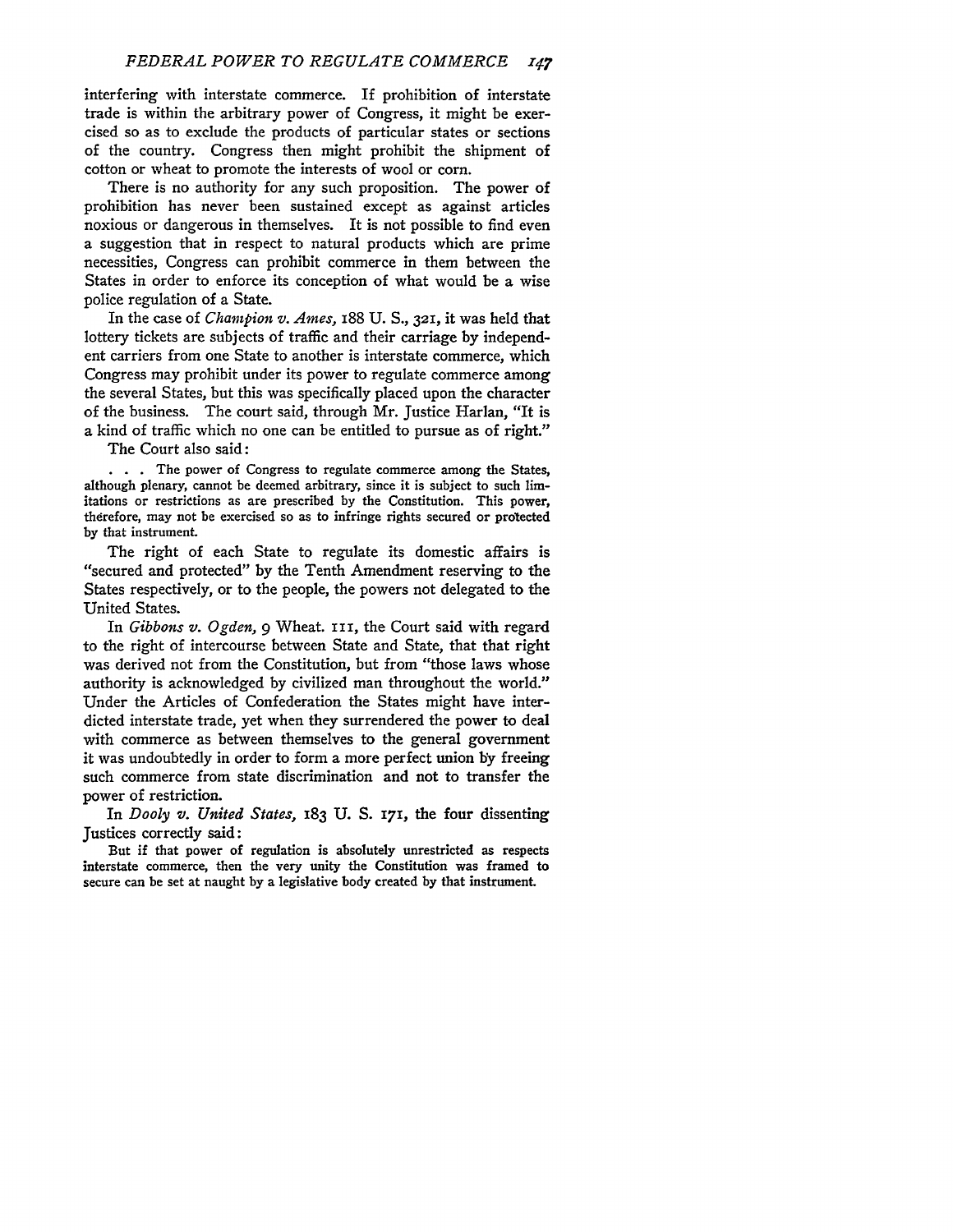interfering with interstate commerce. If prohibition of interstate trade is within the arbitrary power of Congress, it might be exercised so as to exclude the products of particular states or sections of the country. Congress then might prohibit the shipment of cotton or wheat to promote the interests of wool or corn.

There is no authority for any such proposition. The power of prohibition has never been sustained except as against articles noxious or dangerous in themselves. It is not possible to find even a suggestion that in respect to natural products which are prime necessities, Congress can prohibit commerce in them between the States in order to enforce its conception of what would be a wise police regulation of a State.

In the case of *Champion v. Ames,* 188 U. S., 321, it was held that lottery tickets are subjects of traffic and their carriage by independent carriers from one State to another is interstate commerce, which Congress may prohibit under its power to regulate commerce among the several States, but this was specifically placed upon the character of the business. The court said, through Mr. Justice Harlan, "It is a kind of traffic which no one can be entitled to pursue as of right."

The Court also said:

> . . . The power of Congress to regulate commerce among the States, although plenary, cannot be deemed arbitrary, since it is subject to such limitations or restrictions as are prescribed by the Constitution. This power, therefore, may not be exercised so as to infringe rights secured or protected by that instrument.

The right of each State to regulate its domestic affairs is "secured and protected" by the Tenth Amendment reserving to the States respectively, or to the people, the powers not delegated to the United States.

In *Gibbons v. Ogden,* 9 Wheat. 111, the Court said with regard to the right of intercourse between State and State, that that right was derived not from the Constitution, but from "those laws whose authority is acknowledged by civilized man throughout the world." Under the Articles of Confederation the States might have interdicted interstate trade, yet when they surrendered the power to deal with commerce as between themselves to the general government it was undoubtedly in order to form a more perfect union by freeing such commerce from state discrimination and not to transfer the power of restriction.

In *Dooly v. United States,* 183 U. S. 171, the four dissenting Justices correctly said:

> But if that power of regulation is absolutely unrestricted as respects interstate commerce, then the very unity the Constitution was framed to secure can be set at naught by a legislative body created by that instrument.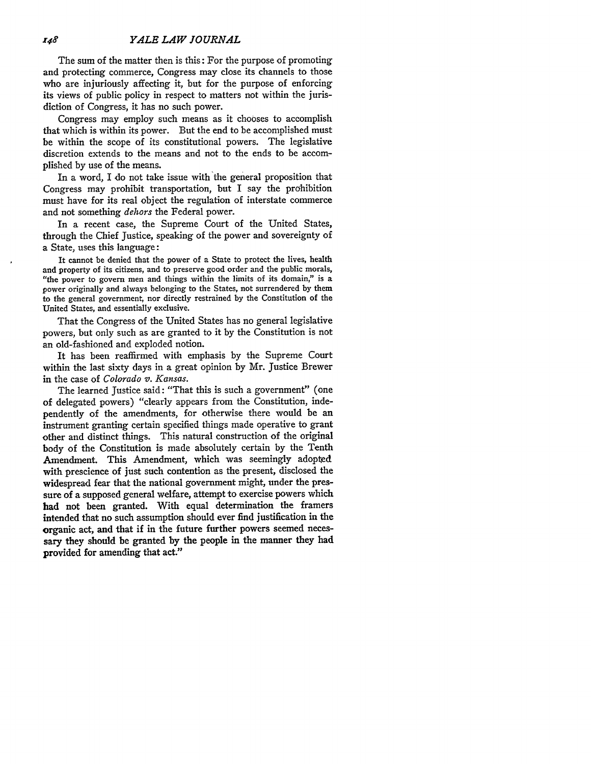The sum of the matter then is this: For the purpose of promoting and protecting commerce, Congress may close its channels to those who are injuriously affecting it, but for the purpose of enforcing its views of public policy in respect to matters not within the jurisdiction of Congress, it has no such power.

Congress may employ such means as it chooses to accomplish that which is within its power. But the end to be accomplished must be within the scope of its constitutional powers. The legislative discretion extends to the means and not to the ends to be accomplished by use of the means.

In a word, I do not take issue with the general proposition that Congress may prohibit transportation, but I say the prohibition must have for its real object the regulation of interstate commerce and not something *dehors* the Federal power.

In a recent case, the Supreme Court of the United States, through the Chief Justice, speaking of the power and sovereignty of a State, uses this language:

> It cannot be denied that the power of a State to protect the lives, health and property of its citizens, and to preserve good order and the public morals, "the power to govern men and things within the limits of its domain," is a power originally and always belonging to the States, not surrendered by them to the general government, nor directly restrained by the Constitution of the United States, and essentially exclusive.

That the Congress of the United States has no general legislative powers, but only such as are granted to it by the Constitution is not an old-fashioned and exploded notion.

It has been reaffirmed with emphasis by the Supreme Court within the last sixty days in a great opinion by Mr. Justice Brewer in the case of *Colorado v. Kansas.*

The learned Justice said: "That this is such a government" (one of delegated powers) "clearly appears from the Constitution, independently of the amendments, for otherwise there would be an instrument granting certain specified things made operative to grant other and distinct things. This natural construction of the original body of the Constitution is made absolutely certain by the Tenth Amendment. This Amendment, which was seemingly adopted with prescience of just such contention as the present, disclosed the widespread fear that the national government might, under the pressure of a supposed general welfare, attempt to exercise powers which had not been granted. With equal determination the framers intended that no such assumption should ever find justification in the organic act, and that if in the future further powers seemed necessary they should be granted by the people in the manner they had provided for amending that act."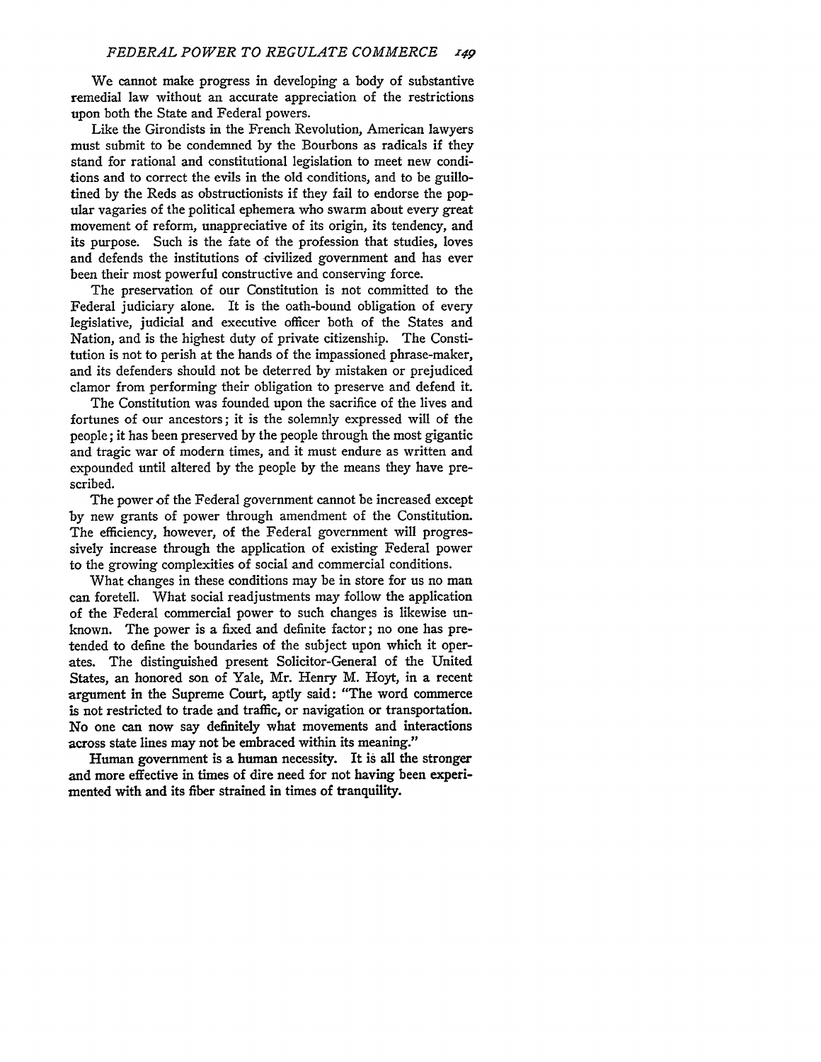We cannot make progress in developing a body of substantive remedial law without an accurate appreciation of the restrictions upon both the State and Federal powers.

Like the Girondists in the French Revolution, American lawyers must submit to be condemned by the Bourbons as radicals if they stand for rational and constitutional legislation to meet new conditions and to correct the evils in the old conditions, and to be guillotined by the Reds as obstructionists if they fail to endorse the popular vagaries of the political ephemera who swarm about every great movement of reform, unappreciative of its origin, its tendency, and its purpose. Such is the fate of the profession that studies, loves and defends the institutions of civilized government and has ever been their most powerful constructive and conserving force.

The preservation of our Constitution is not committed to the Federal judiciary alone. It is the oath-bound obligation of every legislative, judicial and executive officer both of the States and Nation, and is the highest duty of private citizenship. The Constitution is not to perish at the hands of the impassioned phrase-maker, and its defenders should not be deterred by mistaken or prejudiced clamor from performing their obligation to preserve and defend it.

The Constitution was founded upon the sacrifice of the lives and fortunes of our ancestors; it is the solemnly expressed will of the people; it has been preserved by the people through the most gigantic and tragic war of modern times, and it must endure as written and expounded until altered by the people by the means they have prescribed.

The power of the Federal government cannot be increased except by new grants of power through amendment of the Constitution. The efficiency, however, of the Federal government will progressively increase through the application of existing Federal power to the growing complexities of social and commercial conditions.

What changes in these conditions may be in store for us no man can foretell. What social readjustments may follow the application of the Federal commercial power to such changes is likewise unknown. The power is a fixed and definite factor; no one has pretended to define the boundaries of the subject upon which it operates. The distinguished present Solicitor-General of the United States, an honored son of Yale, Mr. Henry M. Hoyt, in a recent argument in the Supreme Court, aptly said: "The word commerce is not restricted to trade and traffic, or navigation or transportation. No one can now say definitely what movements and interactions across state lines may not be embraced within its meaning."

Human government is a human necessity. It is all the stronger and more effective in times of dire need for not having been experimented with and its fiber strained in times of tranquility.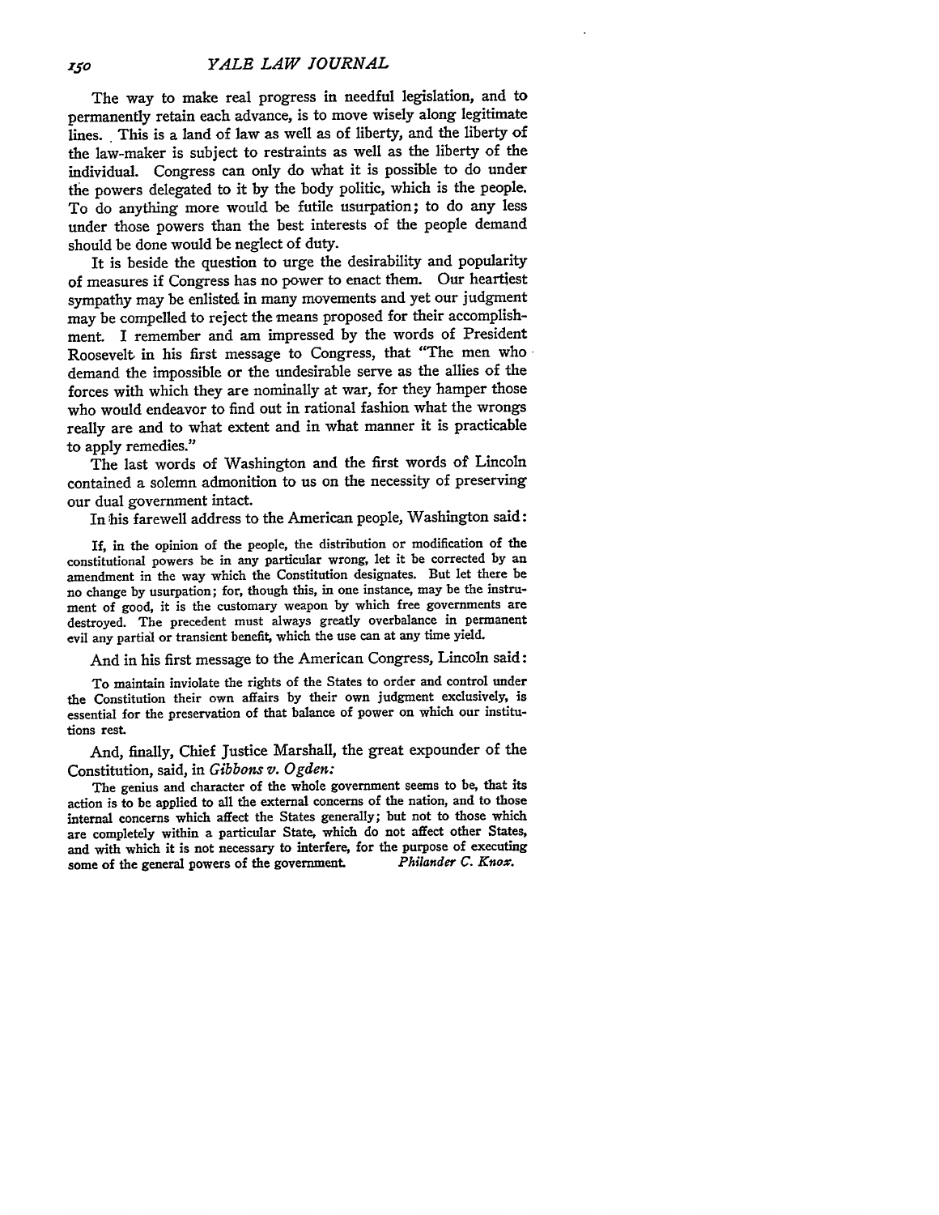The way to make real progress in needful legislation, and to permanently retain each advance, is to move wisely along legitimate lines. This is a land of law as well as of liberty, and the liberty of the law-maker is subject to restraints as well as the liberty of the individual. Congress can only do what it is possible to do under the powers delegated to it by the body politic, which is the people. To do anything more would be futile usurpation; to do any less under those powers than the best interests of the people demand should be done would be neglect of duty.

It is beside the question to urge the desirability and popularity of measures if Congress has no power to enact them. Our heartiest sympathy may be enlisted in many movements and yet our judgment may be compelled to reject the means proposed for their accomplishment. I remember and am impressed by the words of President Roosevelt in his first message to Congress, that "The men who demand the impossible or the undesirable serve as the allies of the forces with which they are nominally at war, for they hamper those who would endeavor to find out in rational fashion what the wrongs really are and to what extent and in what manner it is practicable to apply remedies."

The last words of Washington and the first words of Lincoln contained a solemn admonition to us on the necessity of preserving our dual government intact.

In his farewell address to the American people, Washington said:

> If, in the opinion of the people, the distribution or modification of the constitutional powers be in any particular wrong, let it be corrected by an amendment in the way which the Constitution designates. But let there be no change by usurpation; for, though this, in one instance, may be the instrument of good, it is the customary weapon by which free governments are destroyed. The precedent must always greatly overbalance in permanent evil any partial or transient benefit, which the use can at any time yield.

And in his first message to the American Congress, Lincoln said:

> To maintain inviolate the rights of the States to order and control under the Constitution their own affairs by their own judgment exclusively, is essential for the preservation of that balance of power on which our institutions rest.

And, finally, Chief Justice Marshall, the great expounder of the Constitution, said, in *Gibbons v. Ogden:*

> The genius and character of the whole government seems to be, that its action is to be applied to all the external concerns of the nation, and to those internal concerns which affect the States generally; but not to those which are completely within a particular State, which do not affect other States, and with which it is not necessary to interfere, for the purpose of executing some of the general powers of the government.

*Philander C. Knox.*